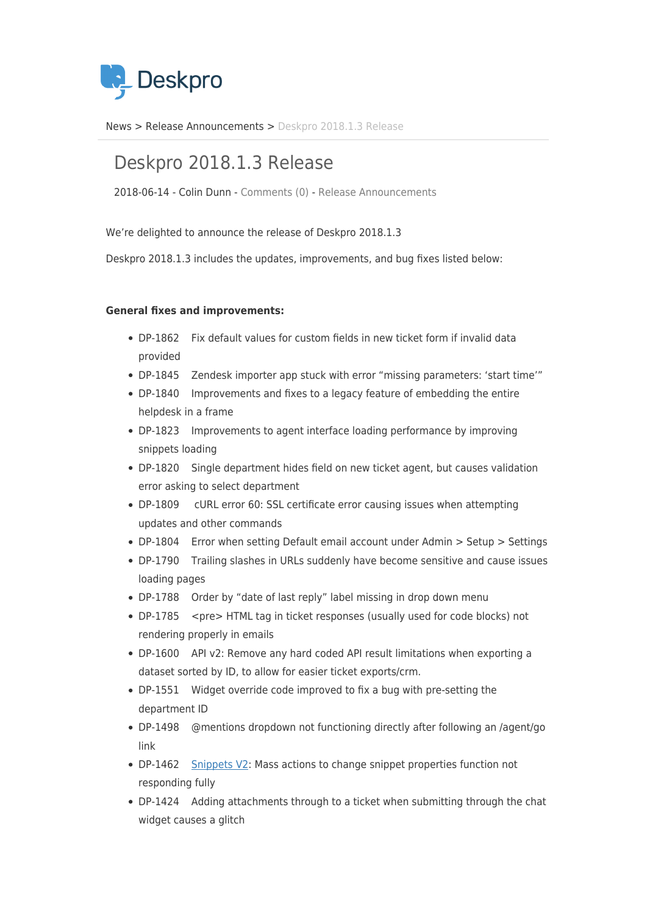Deskpro

News > Release Announcements > Deskpro 2018.1.3 Release

# Deskpro 2018.1.3 Release

2018-06-14 - Colin Dunn - Comments (0) - Release Announcements

We're delighted to announce the release of Deskpro 2018.1.3

Deskpro 2018.1.3 includes the updates, improvements, and bug fixes listed below:

**General fixes and improvements:**

- DP-1862 Fix default values for custom fields in new ticket form if invalid data provided
- DP-1845 Zendesk importer app stuck with error "missing parameters: 'start time'"
- DP-1840 Improvements and fixes to a legacy feature of embedding the entire helpdesk in a frame
- DP-1823 Improvements to agent interface loading performance by improving snippets loading
- DP-1820 Single department hides field on new ticket agent, but causes validation error asking to select department
- DP-1809 cURL error 60: SSL certificate error causing issues when attempting updates and other commands
- DP-1804 Error when setting Default email account under Admin > Setup > Settings
- DP-1790 Trailing slashes in URLs suddenly have become sensitive and cause issues loading pages
- DP-1788 Order by "date of last reply" label missing in drop down menu
- DP-1785 <pre> HTML tag in ticket responses (usually used for code blocks) not rendering properly in emails
- DP-1600 API v2: Remove any hard coded API result limitations when exporting a dataset sorted by ID, to allow for easier ticket exports/crm.
- DP-1551 Widget override code improved to fix a bug with pre-setting the department ID
- DP-1498 @mentions dropdown not functioning directly after following an /agent/go link
- DP-1462 Snippets V2: Mass actions to change snippet properties function not responding fully
- DP-1424 Adding attachments through to a ticket when submitting through the chat widget causes a glitch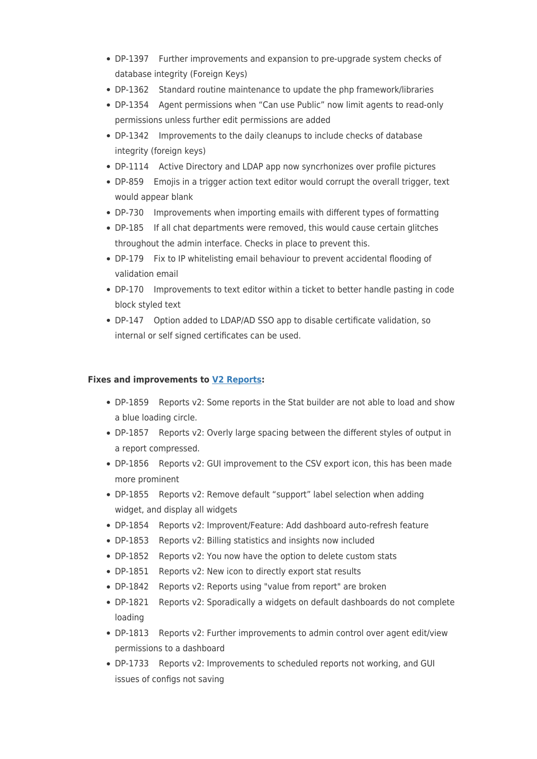- DP-1397 Further improvements and expansion to pre-upgrade system checks of database integrity (Foreign Keys)
- DP-1362 Standard routine maintenance to update the php framework/libraries
- DP-1354 Agent permissions when “Can use Public” now limit agents to read-only permissions unless further edit permissions are added
- DP-1342 Improvements to the daily cleanups to include checks of database integrity (foreign keys)
- DP-1114 Active Directory and LDAP app now syncrhonizes over profile pictures
- DP-859 Emojis in a trigger action text editor would corrupt the overall trigger, text would appear blank
- DP-730 Improvements when importing emails with different types of formatting
- DP-185 If all chat departments were removed, this would cause certain glitches throughout the admin interface. Checks in place to prevent this.
- DP-179 Fix to IP whitelisting email behaviour to prevent accidental flooding of validation email
- DP-170 Improvements to text editor within a ticket to better handle pasting in code block styled text
- DP-147 Option added to LDAP/AD SSO app to disable certificate validation, so internal or self signed certificates can be used.

**Fixes and improvements to [V2 Reports]:**

- DP-1859 Reports v2: Some reports in the Stat builder are not able to load and show a blue loading circle.
- DP-1857 Reports v2: Overly large spacing between the different styles of output in a report compressed.
- DP-1856 Reports v2: GUI improvement to the CSV export icon, this has been made more prominent
- DP-1855 Reports v2: Remove default “support” label selection when adding widget, and display all widgets
- DP-1854 Reports v2: Improvent/Feature: Add dashboard auto-refresh feature
- DP-1853 Reports v2: Billing statistics and insights now included
- DP-1852 Reports v2: You now have the option to delete custom stats
- DP-1851 Reports v2: New icon to directly export stat results
- DP-1842 Reports v2: Reports using "value from report" are broken
- DP-1821 Reports v2: Sporadically a widgets on default dashboards do not complete loading
- DP-1813 Reports v2: Further improvements to admin control over agent edit/view permissions to a dashboard
- DP-1733 Reports v2: Improvements to scheduled reports not working, and GUI issues of configs not saving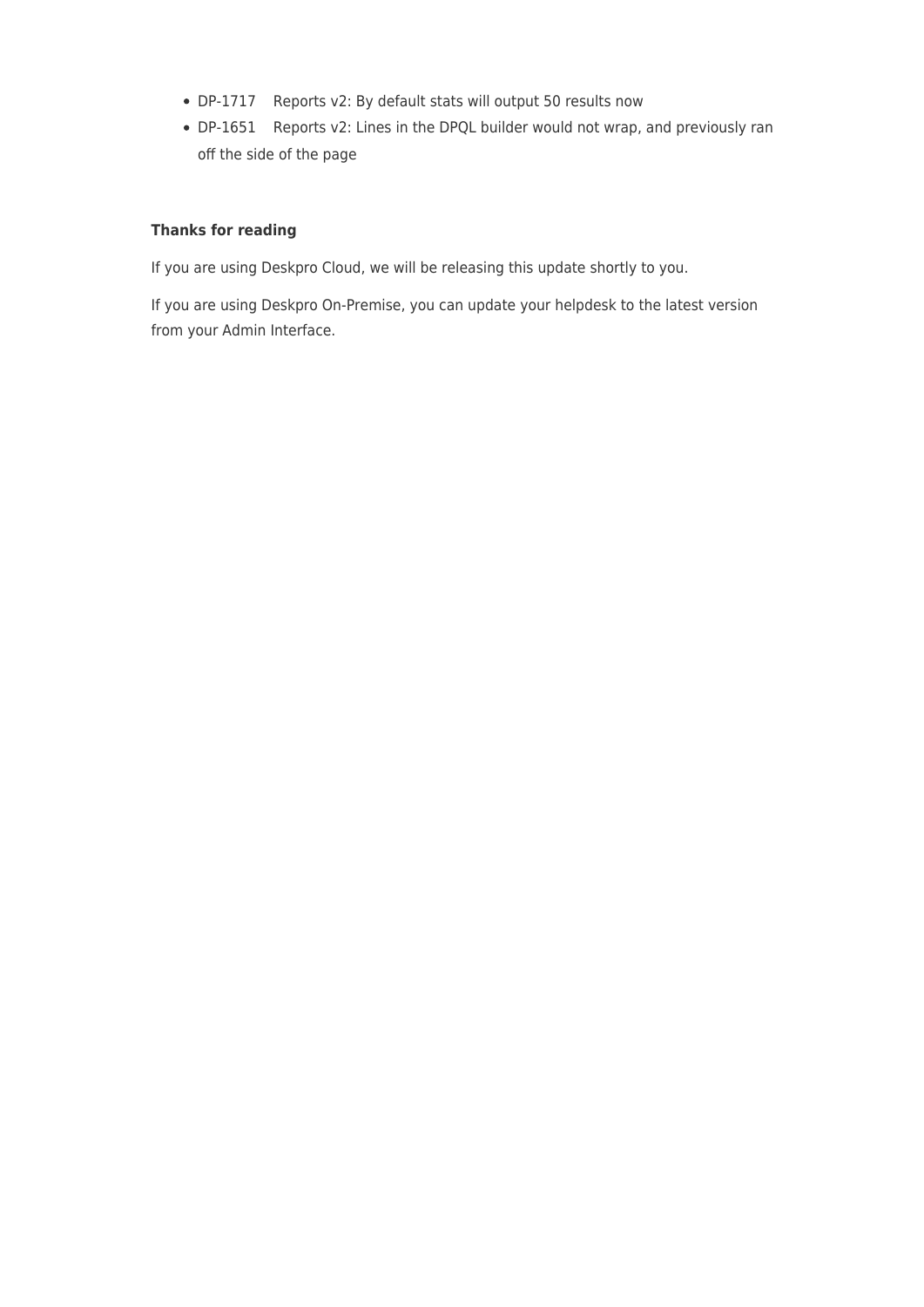- DP-1717 Reports v2: By default stats will output 50 results now
- DP-1651 Reports v2: Lines in the DPQL builder would not wrap, and previously ran off the side of the page

**Thanks for reading**

If you are using Deskpro Cloud, we will be releasing this update shortly to you.

If you are using Deskpro On-Premise, you can update your helpdesk to the latest version from your Admin Interface.